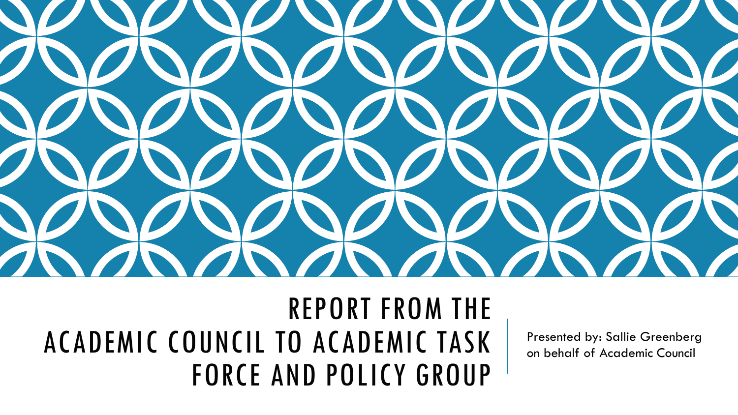# REPORT FROM THE ACADEMIC COUNCIL TO ACADEMIC TASK FORCE AND POLICY GROUP

Presented by: Sallie Greenberg on behalf of Academic Council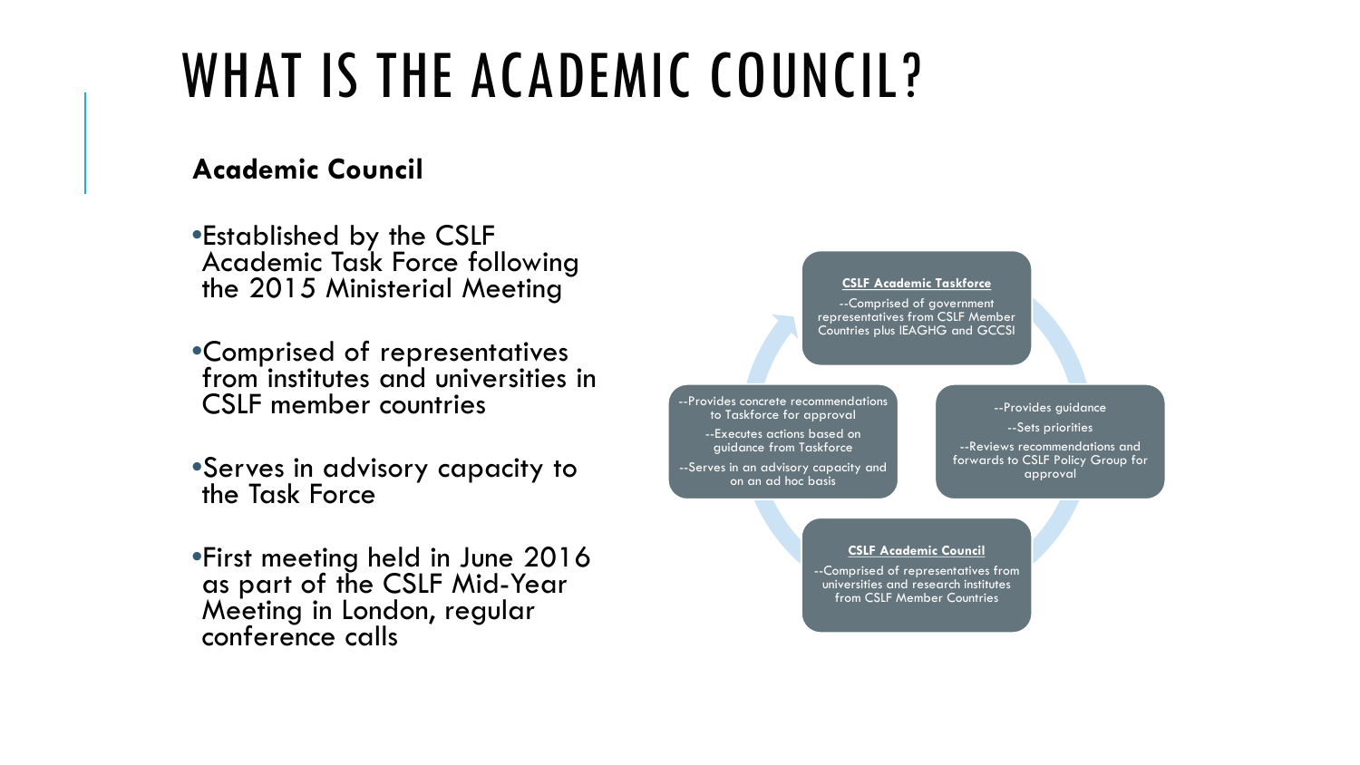# WHAT IS THE ACADEMIC COUNCIL?

**Academic Council**

- Established by the CSLF Academic Task Force following the 2015 Ministerial Meeting
- Comprised of representatives from institutes and universities in CSLF member countries
- Serves in advisory capacity to the Task Force
- First meeting held in June 2016 as part of the CSLF Mid-Year Meeting in London, regular conference calls

**CSLF Academic Taskforce**

--Comprised of government representatives from CSLF Member Countries plus IEAGHG and GCCSI

--Provides guidance

--Sets priorities

--Reviews recommendations and forwards to CSLF Policy Group for approval

**CSLF Academic Council**

--Comprised of representatives from universities and research institutes from CSLF Member Countries

--Provides concrete recommendations to Taskforce for approval

--Executes actions based on guidance from Taskforce

--Serves in an advisory capacity and on an ad hoc basis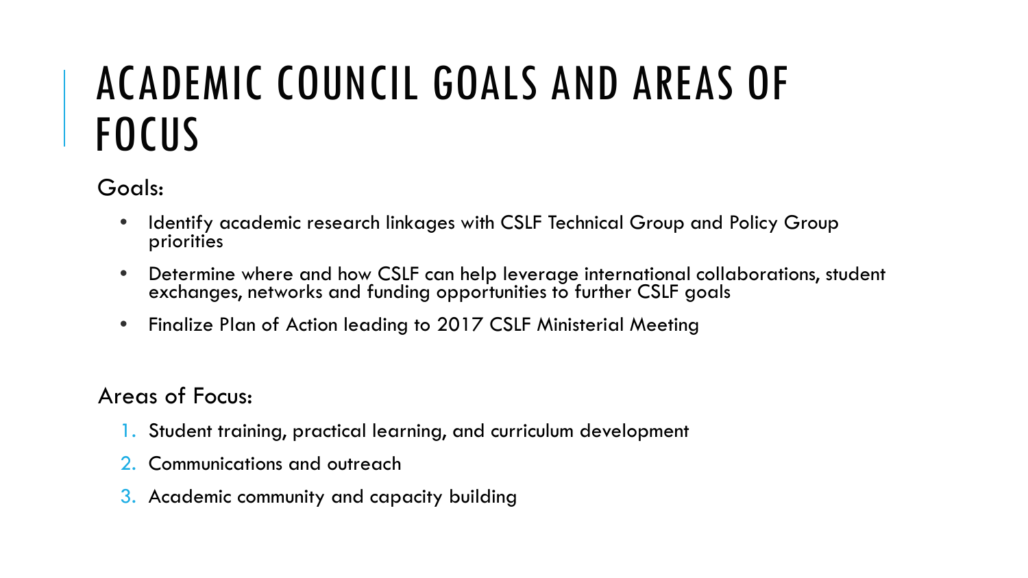# ACADEMIC COUNCIL GOALS AND AREAS OF FOCUS

Goals:

- Identify academic research linkages with CSLF Technical Group and Policy Group priorities
- Determine where and how CSLF can help leverage international collaborations, student exchanges, networks and funding opportunities to further CSLF goals
- Finalize Plan of Action leading to 2017 CSLF Ministerial Meeting

Areas of Focus:

1. Student training, practical learning, and curriculum development
2. Communications and outreach
3. Academic community and capacity building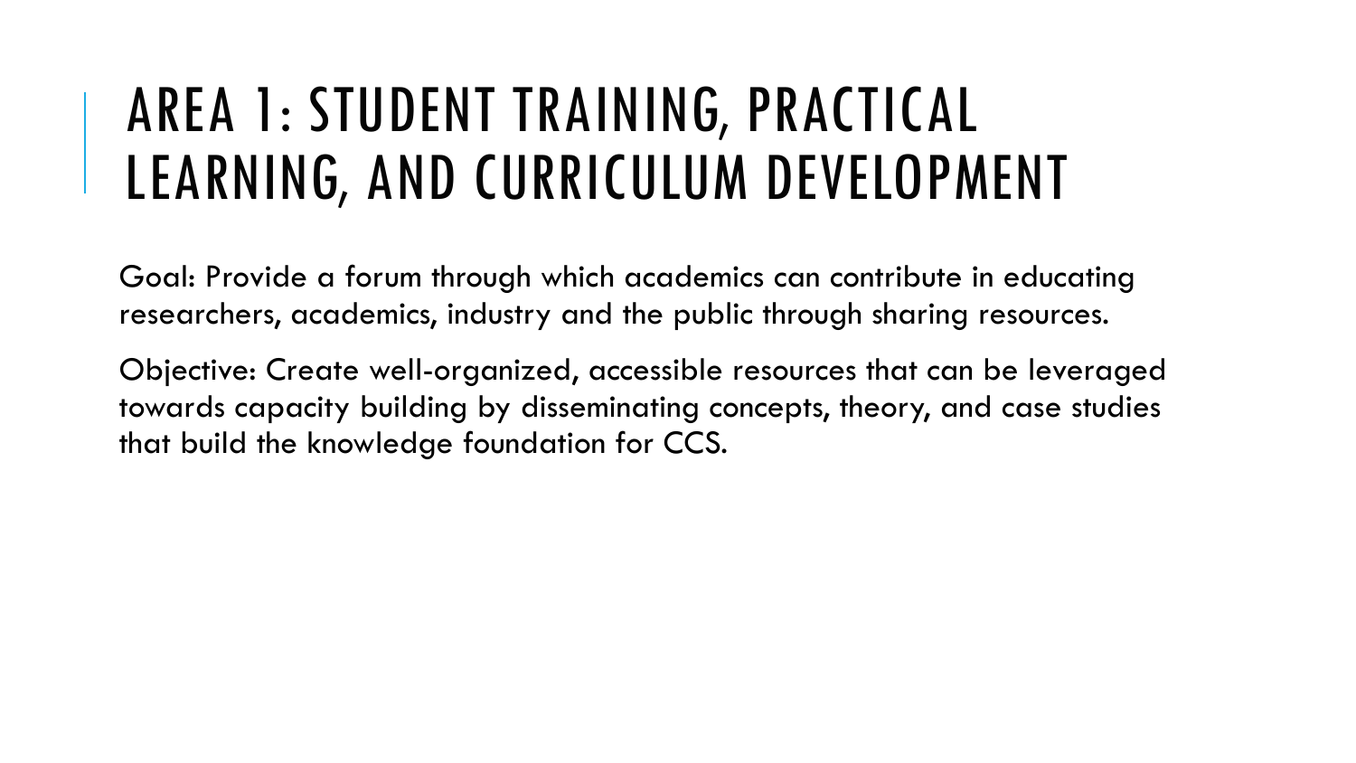# AREA 1: STUDENT TRAINING, PRACTICAL LEARNING, AND CURRICULUM DEVELOPMENT

Goal: Provide a forum through which academics can contribute in educating researchers, academics, industry and the public through sharing resources.

Objective: Create well-organized, accessible resources that can be leveraged towards capacity building by disseminating concepts, theory, and case studies that build the knowledge foundation for CCS.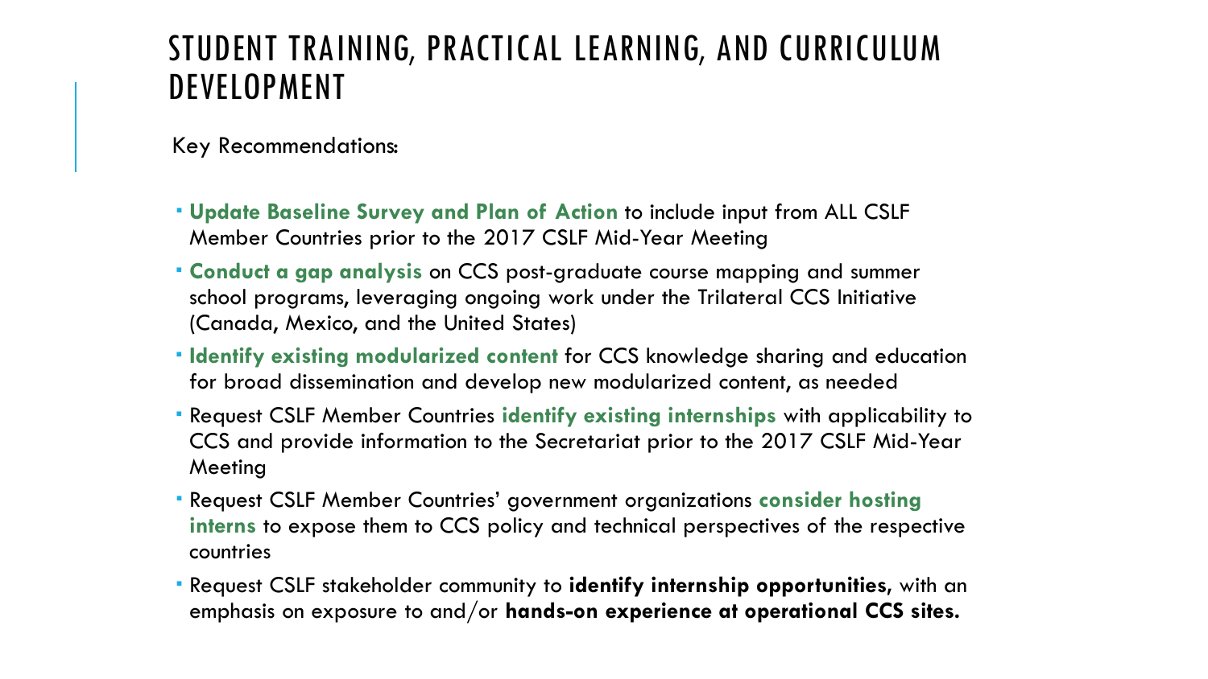# STUDENT TRAINING, PRACTICAL LEARNING, AND CURRICULUM DEVELOPMENT

Key Recommendations:

- **Update Baseline Survey and Plan of Action** to include input from ALL CSLF Member Countries prior to the 2017 CSLF Mid-Year Meeting
- **Conduct a gap analysis** on CCS post-graduate course mapping and summer school programs, leveraging ongoing work under the Trilateral CCS Initiative (Canada, Mexico, and the United States)
- **Identify existing modularized content** for CCS knowledge sharing and education for broad dissemination and develop new modularized content, as needed
- Request CSLF Member Countries **identify existing internships** with applicability to CCS and provide information to the Secretariat prior to the 2017 CSLF Mid-Year Meeting
- Request CSLF Member Countries' government organizations **consider hosting interns** to expose them to CCS policy and technical perspectives of the respective countries
- Request CSLF stakeholder community to **identify internship opportunities**, with an emphasis on exposure to and/or **hands-on experience at operational CCS sites.**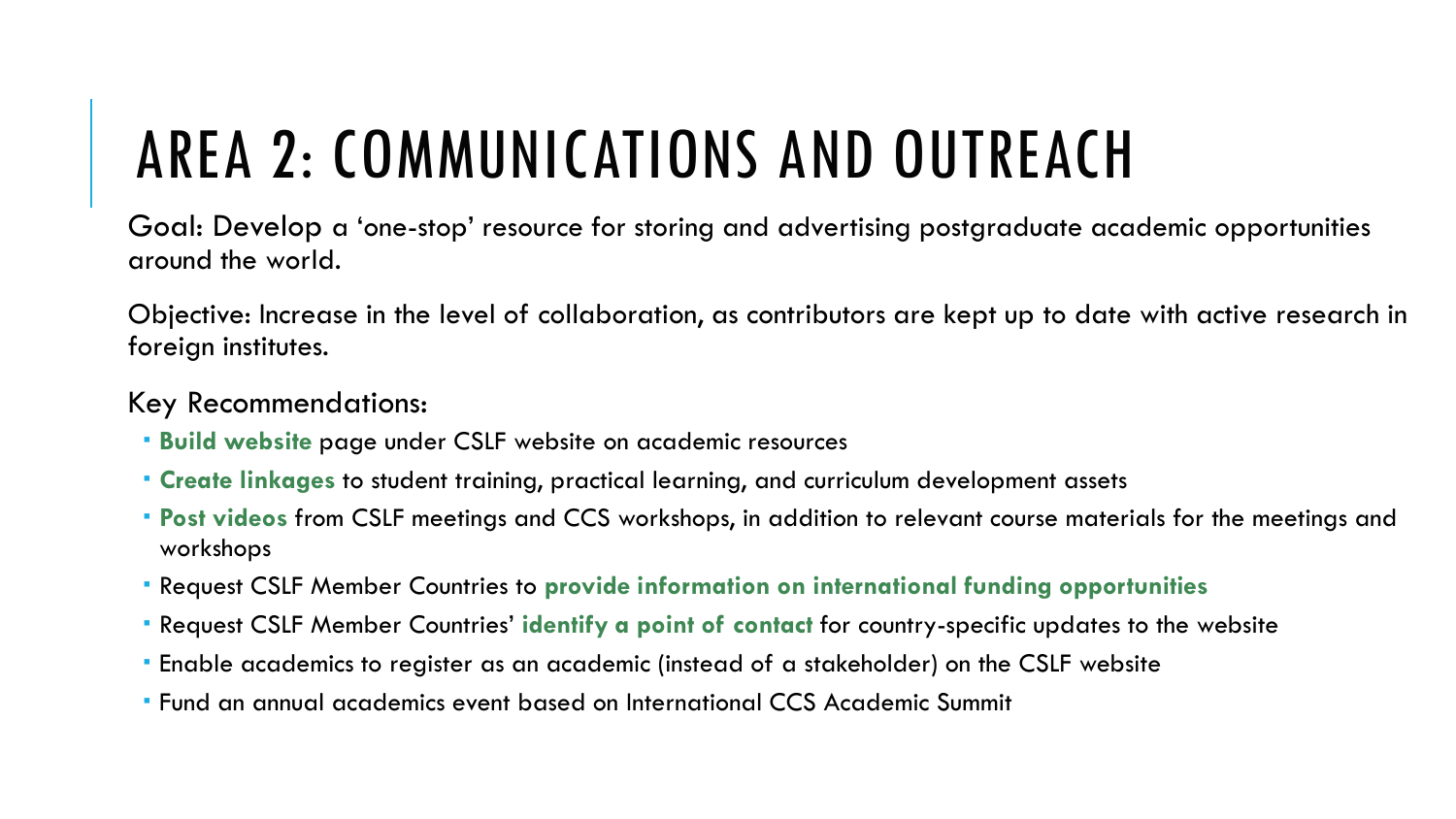# AREA 2: COMMUNICATIONS AND OUTREACH

Goal: Develop a 'one-stop' resource for storing and advertising postgraduate academic opportunities around the world.

Objective: Increase in the level of collaboration, as contributors are kept up to date with active research in foreign institutes.

Key Recommendations:

- **Build website** page under CSLF website on academic resources
- **Create linkages** to student training, practical learning, and curriculum development assets
- **Post videos** from CSLF meetings and CCS workshops, in addition to relevant course materials for the meetings and workshops
- Request CSLF Member Countries to **provide information on international funding opportunities**
- Request CSLF Member Countries' **identify a point of contact** for country-specific updates to the website
- Enable academics to register as an academic (instead of a stakeholder) on the CSLF website
- Fund an annual academics event based on International CCS Academic Summit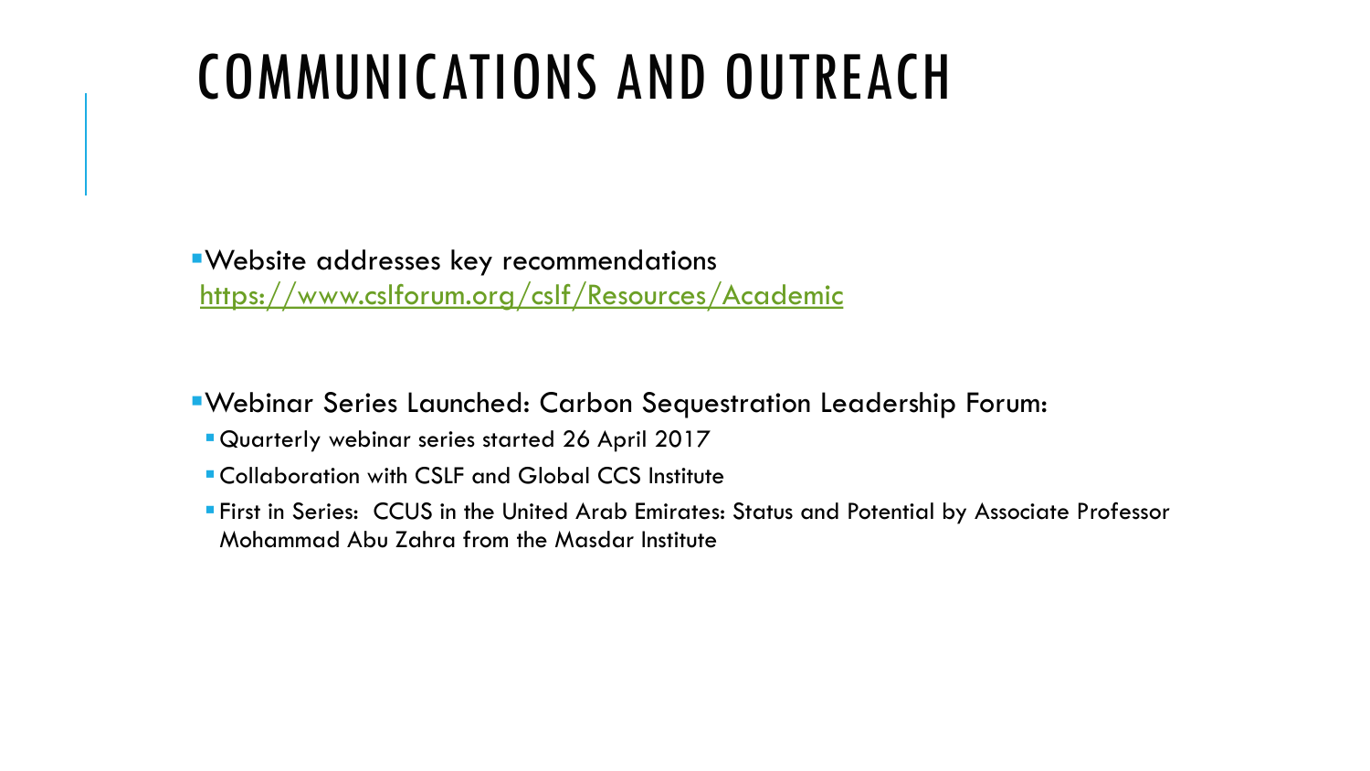# COMMUNICATIONS AND OUTREACH

- Website addresses key recommendations
  https://www.cslforum.org/cslf/Resources/Academic

- Webinar Series Launched: Carbon Sequestration Leadership Forum:
  - Quarterly webinar series started 26 April 2017
  - Collaboration with CSLF and Global CCS Institute
  - First in Series:  CCUS in the United Arab Emirates: Status and Potential by Associate Professor Mohammad Abu Zahra from the Masdar Institute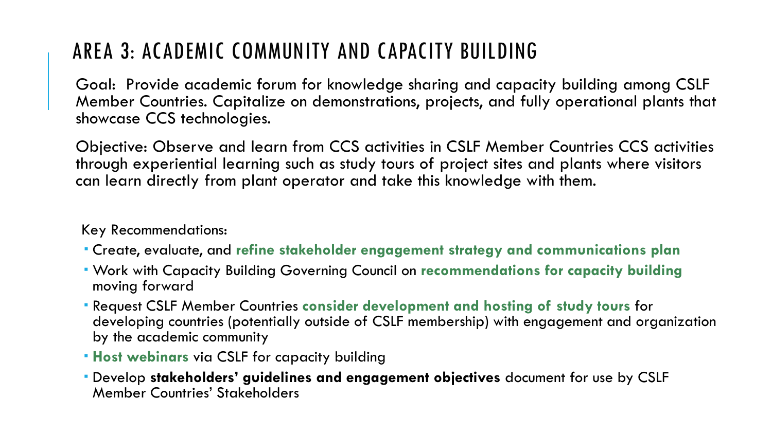# AREA 3: ACADEMIC COMMUNITY AND CAPACITY BUILDING

Goal: Provide academic forum for knowledge sharing and capacity building among CSLF Member Countries. Capitalize on demonstrations, projects, and fully operational plants that showcase CCS technologies.

Objective: Observe and learn from CCS activities in CSLF Member Countries CCS activities through experiential learning such as study tours of project sites and plants where visitors can learn directly from plant operator and take this knowledge with them.

Key Recommendations:

- Create, evaluate, and **refine stakeholder engagement strategy and communications plan**
- Work with Capacity Building Governing Council on **recommendations for capacity building** moving forward
- Request CSLF Member Countries **consider development and hosting of study tours** for developing countries (potentially outside of CSLF membership) with engagement and organization by the academic community
- **Host webinars** via CSLF for capacity building
- Develop **stakeholders' guidelines and engagement objectives** document for use by CSLF Member Countries' Stakeholders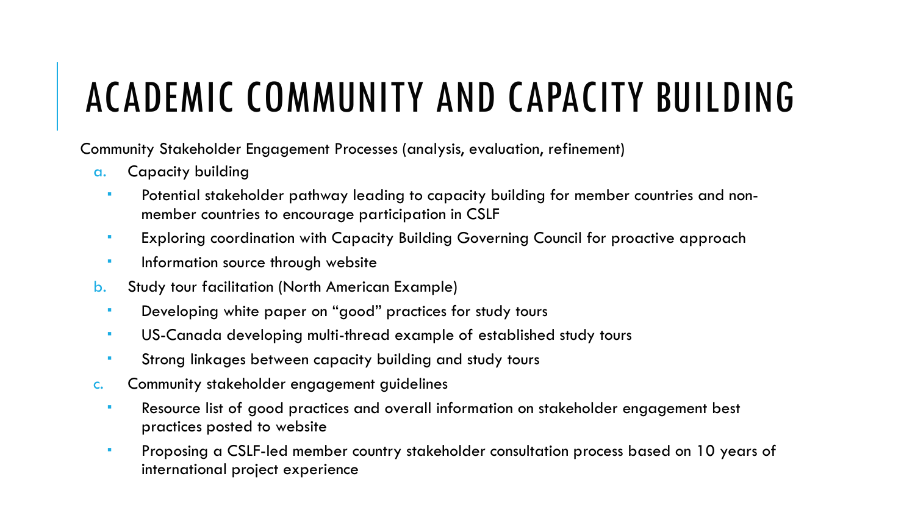# ACADEMIC COMMUNITY AND CAPACITY BUILDING

Community Stakeholder Engagement Processes (analysis, evaluation, refinement)

a. Capacity building
   - Potential stakeholder pathway leading to capacity building for member countries and non-member countries to encourage participation in CSLF
   - Exploring coordination with Capacity Building Governing Council for proactive approach
   - Information source through website
b. Study tour facilitation (North American Example)
   - Developing white paper on "good" practices for study tours
   - US-Canada developing multi-thread example of established study tours
   - Strong linkages between capacity building and study tours
c. Community stakeholder engagement guidelines
   - Resource list of good practices and overall information on stakeholder engagement best practices posted to website
   - Proposing a CSLF-led member country stakeholder consultation process based on 10 years of international project experience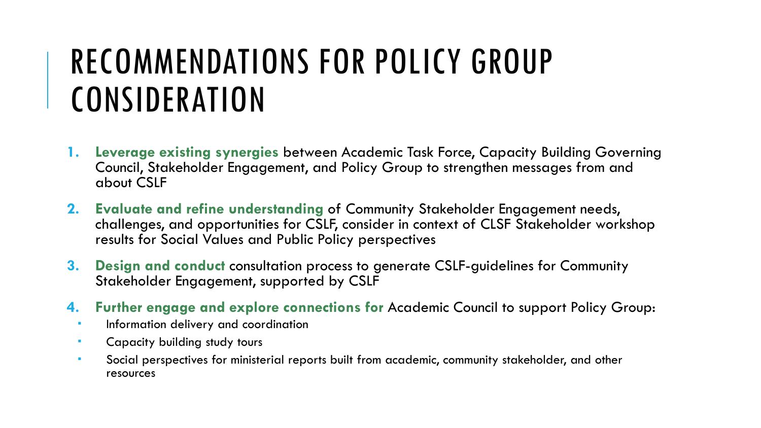# RECOMMENDATIONS FOR POLICY GROUP CONSIDERATION

1. **Leverage existing synergies** between Academic Task Force, Capacity Building Governing Council, Stakeholder Engagement, and Policy Group to strengthen messages from and about CSLF
2. **Evaluate and refine understanding** of Community Stakeholder Engagement needs, challenges, and opportunities for CSLF, consider in context of CLSF Stakeholder workshop results for Social Values and Public Policy perspectives
3. **Design and conduct** consultation process to generate CSLF-guidelines for Community Stakeholder Engagement, supported by CSLF
4. **Further engage and explore connections for** Academic Council to support Policy Group:
   - Information delivery and coordination
   - Capacity building study tours
   - Social perspectives for ministerial reports built from academic, community stakeholder, and other resources